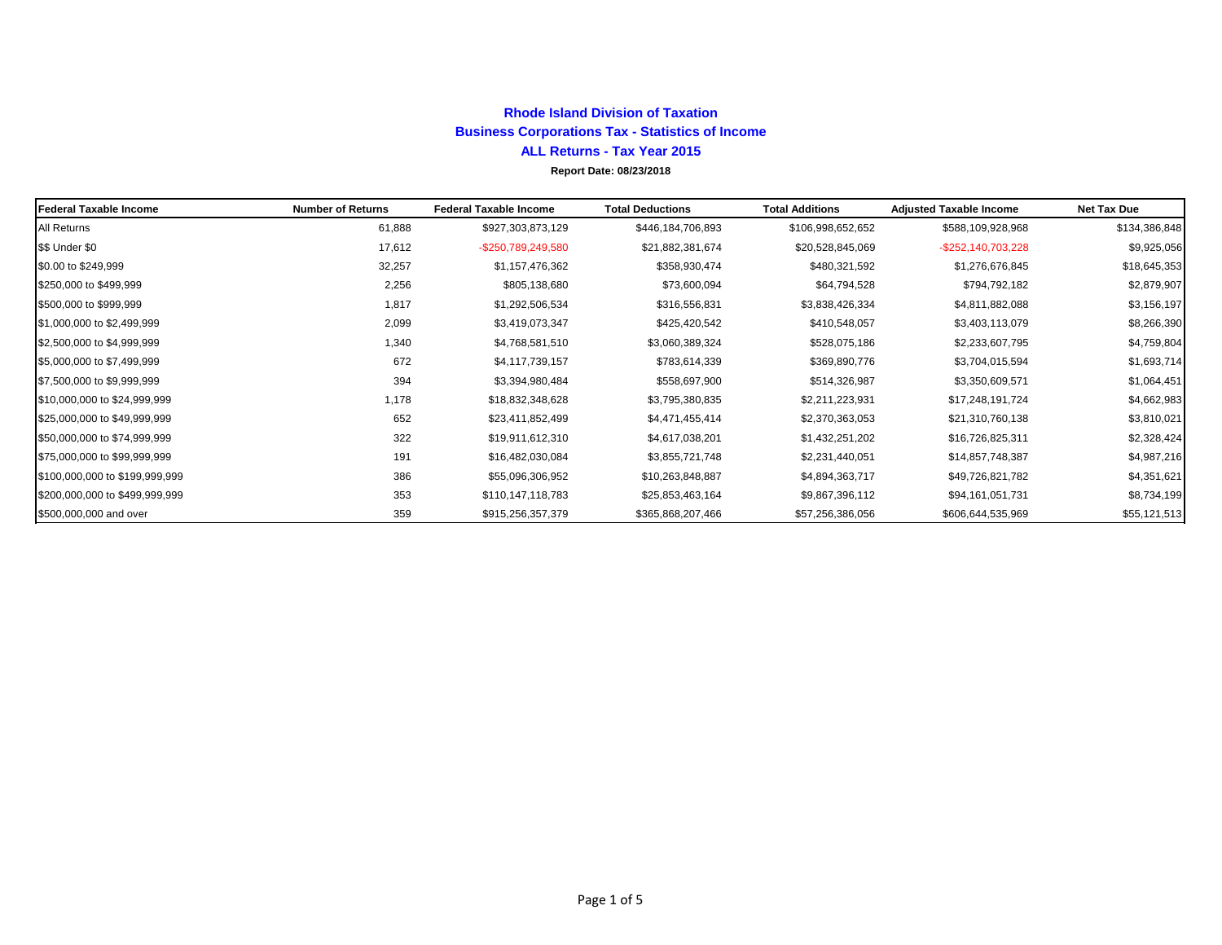# Rhode Island Division of Taxation

## Business Corporations Tax - Statistics of Income

### ALL Returns - Tax Year 2015

**Report Date: 08/23/2018**

| Federal Taxable Income | Number of Returns | Federal Taxable Income | Total Deductions | Total Additions | Adjusted Taxable Income | Net Tax Due |
|---|---|---|---|---|---|---|
| All Returns | 61,888 | $927,303,873,129 | $446,184,706,893 | $106,998,652,652 | $588,109,928,968 | $134,386,848 |
| $$ Under $0 | 17,612 | -$250,789,249,580 | $21,882,381,674 | $20,528,845,069 | -$252,140,703,228 | $9,925,056 |
| $0.00 to $249,999 | 32,257 | $1,157,476,362 | $358,930,474 | $480,321,592 | $1,276,676,845 | $18,645,353 |
| $250,000 to $499,999 | 2,256 | $805,138,680 | $73,600,094 | $64,794,528 | $794,792,182 | $2,879,907 |
| $500,000 to $999,999 | 1,817 | $1,292,506,534 | $316,556,831 | $3,838,426,334 | $4,811,882,088 | $3,156,197 |
| $1,000,000 to $2,499,999 | 2,099 | $3,419,073,347 | $425,420,542 | $410,548,057 | $3,403,113,079 | $8,266,390 |
| $2,500,000 to $4,999,999 | 1,340 | $4,768,581,510 | $3,060,389,324 | $528,075,186 | $2,233,607,795 | $4,759,804 |
| $5,000,000 to $7,499,999 | 672 | $4,117,739,157 | $783,614,339 | $369,890,776 | $3,704,015,594 | $1,693,714 |
| $7,500,000 to $9,999,999 | 394 | $3,394,980,484 | $558,697,900 | $514,326,987 | $3,350,609,571 | $1,064,451 |
| $10,000,000 to $24,999,999 | 1,178 | $18,832,348,628 | $3,795,380,835 | $2,211,223,931 | $17,248,191,724 | $4,662,983 |
| $25,000,000 to $49,999,999 | 652 | $23,411,852,499 | $4,471,455,414 | $2,370,363,053 | $21,310,760,138 | $3,810,021 |
| $50,000,000 to $74,999,999 | 322 | $19,911,612,310 | $4,617,038,201 | $1,432,251,202 | $16,726,825,311 | $2,328,424 |
| $75,000,000 to $99,999,999 | 191 | $16,482,030,084 | $3,855,721,748 | $2,231,440,051 | $14,857,748,387 | $4,987,216 |
| $100,000,000 to $199,999,999 | 386 | $55,096,306,952 | $10,263,848,887 | $4,894,363,717 | $49,726,821,782 | $4,351,621 |
| $200,000,000 to $499,999,999 | 353 | $110,147,118,783 | $25,853,463,164 | $9,867,396,112 | $94,161,051,731 | $8,734,199 |
| $500,000,000 and over | 359 | $915,256,357,379 | $365,868,207,466 | $57,256,386,056 | $606,644,535,969 | $55,121,513 |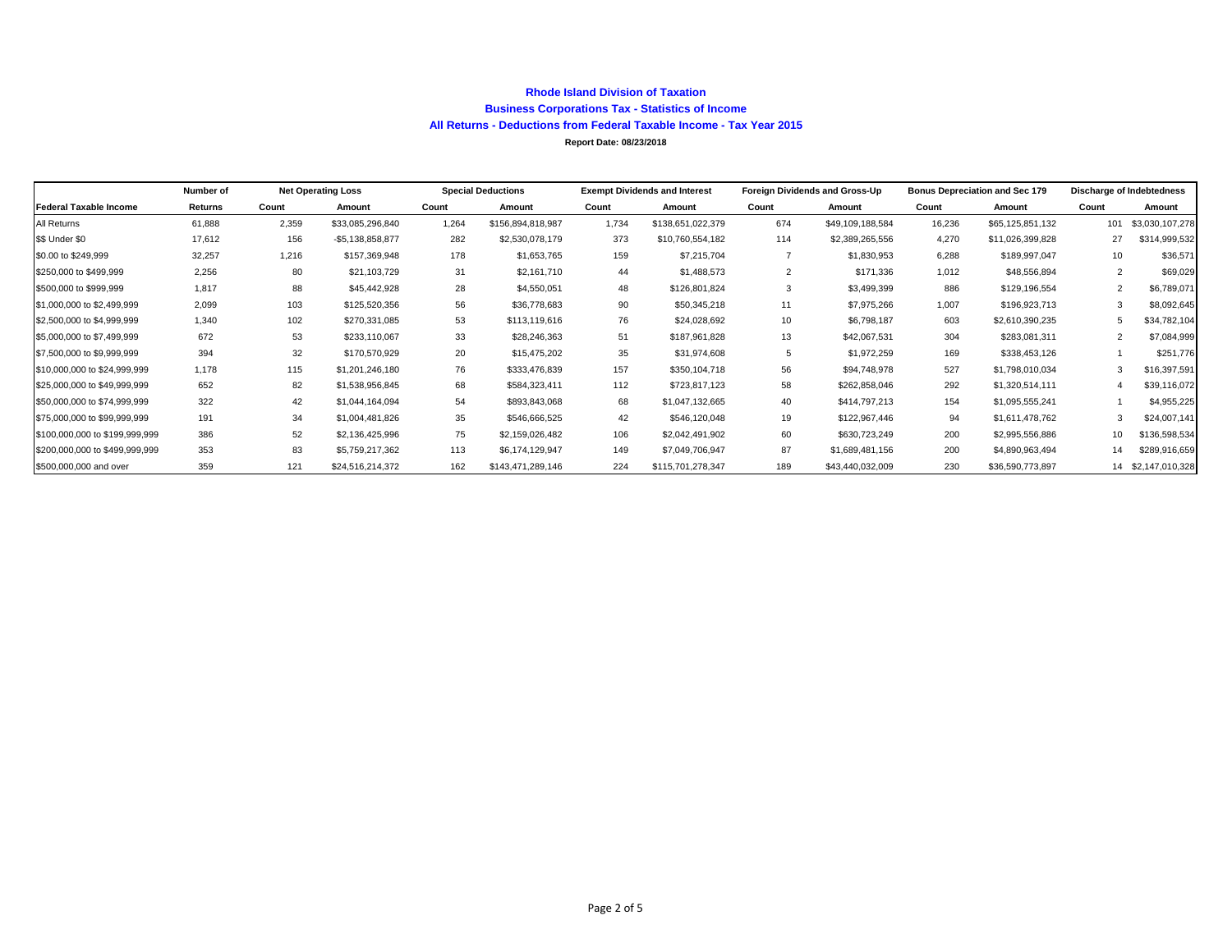# Rhode Island Division of Taxation

## Business Corporations Tax - Statistics of Income

### All Returns - Deductions from Federal Taxable Income - Tax Year 2015

**Report Date: 08/23/2018**

| | Number of | Net Operating Loss | | Special Deductions | | Exempt Dividends and Interest | | Foreign Dividends and Gross-Up | | Bonus Depreciation and Sec 179 | | Discharge of Indebtedness | |
|---|---|---|---|---|---|---|---|---|---|---|---|---|---|
| **Federal Taxable Income** | **Returns** | **Count** | **Amount** | **Count** | **Amount** | **Count** | **Amount** | **Count** | **Amount** | **Count** | **Amount** | **Count** | **Amount** |
| All Returns | 61,888 | 2,359 | $33,085,296,840 | 1,264 | $156,894,818,987 | 1,734 | $138,651,022,379 | 674 | $49,109,188,584 | 16,236 | $65,125,851,132 | 101 | $3,030,107,278 |
| $$ Under $0 | 17,612 | 156 | -$5,138,858,877 | 282 | $2,530,078,179 | 373 | $10,760,554,182 | 114 | $2,389,265,556 | 4,270 | $11,026,399,828 | 27 | $314,999,532 |
| $0.00 to $249,999 | 32,257 | 1,216 | $157,369,948 | 178 | $1,653,765 | 159 | $7,215,704 | 7 | $1,830,953 | 6,288 | $189,997,047 | 10 | $36,571 |
| $250,000 to $499,999 | 2,256 | 80 | $21,103,729 | 31 | $2,161,710 | 44 | $1,488,573 | 2 | $171,336 | 1,012 | $48,556,894 | 2 | $69,029 |
| $500,000 to $999,999 | 1,817 | 88 | $45,442,928 | 28 | $4,550,051 | 48 | $126,801,824 | 3 | $3,499,399 | 886 | $129,196,554 | 2 | $6,789,071 |
| $1,000,000 to $2,499,999 | 2,099 | 103 | $125,520,356 | 56 | $36,778,683 | 90 | $50,345,218 | 11 | $7,975,266 | 1,007 | $196,923,713 | 3 | $8,092,645 |
| $2,500,000 to $4,999,999 | 1,340 | 102 | $270,331,085 | 53 | $113,119,616 | 76 | $24,028,692 | 10 | $6,798,187 | 603 | $2,610,390,235 | 5 | $34,782,104 |
| $5,000,000 to $7,499,999 | 672 | 53 | $233,110,067 | 33 | $28,246,363 | 51 | $187,961,828 | 13 | $42,067,531 | 304 | $283,081,311 | 2 | $7,084,999 |
| $7,500,000 to $9,999,999 | 394 | 32 | $170,570,929 | 20 | $15,475,202 | 35 | $31,974,608 | 5 | $1,972,259 | 169 | $338,453,126 | 1 | $251,776 |
| $10,000,000 to $24,999,999 | 1,178 | 115 | $1,201,246,180 | 76 | $333,476,839 | 157 | $350,104,718 | 56 | $94,748,978 | 527 | $1,798,010,034 | 3 | $16,397,591 |
| $25,000,000 to $49,999,999 | 652 | 82 | $1,538,956,845 | 68 | $584,323,411 | 112 | $723,817,123 | 58 | $262,858,046 | 292 | $1,320,514,111 | 4 | $39,116,072 |
| $50,000,000 to $74,999,999 | 322 | 42 | $1,044,164,094 | 54 | $893,843,068 | 68 | $1,047,132,665 | 40 | $414,797,213 | 154 | $1,095,555,241 | 1 | $4,955,225 |
| $75,000,000 to $99,999,999 | 191 | 34 | $1,004,481,826 | 35 | $546,666,525 | 42 | $546,120,048 | 19 | $122,967,446 | 94 | $1,611,478,762 | 3 | $24,007,141 |
| $100,000,000 to $199,999,999 | 386 | 52 | $2,136,425,996 | 75 | $2,159,026,482 | 106 | $2,042,491,902 | 60 | $630,723,249 | 200 | $2,995,556,886 | 10 | $136,598,534 |
| $200,000,000 to $499,999,999 | 353 | 83 | $5,759,217,362 | 113 | $6,174,129,947 | 149 | $7,049,706,947 | 87 | $1,689,481,156 | 200 | $4,890,963,494 | 14 | $289,916,659 |
| $500,000,000 and over | 359 | 121 | $24,516,214,372 | 162 | $143,471,289,146 | 224 | $115,701,278,347 | 189 | $43,440,032,009 | 230 | $36,590,773,897 | 14 | $2,147,010,328 |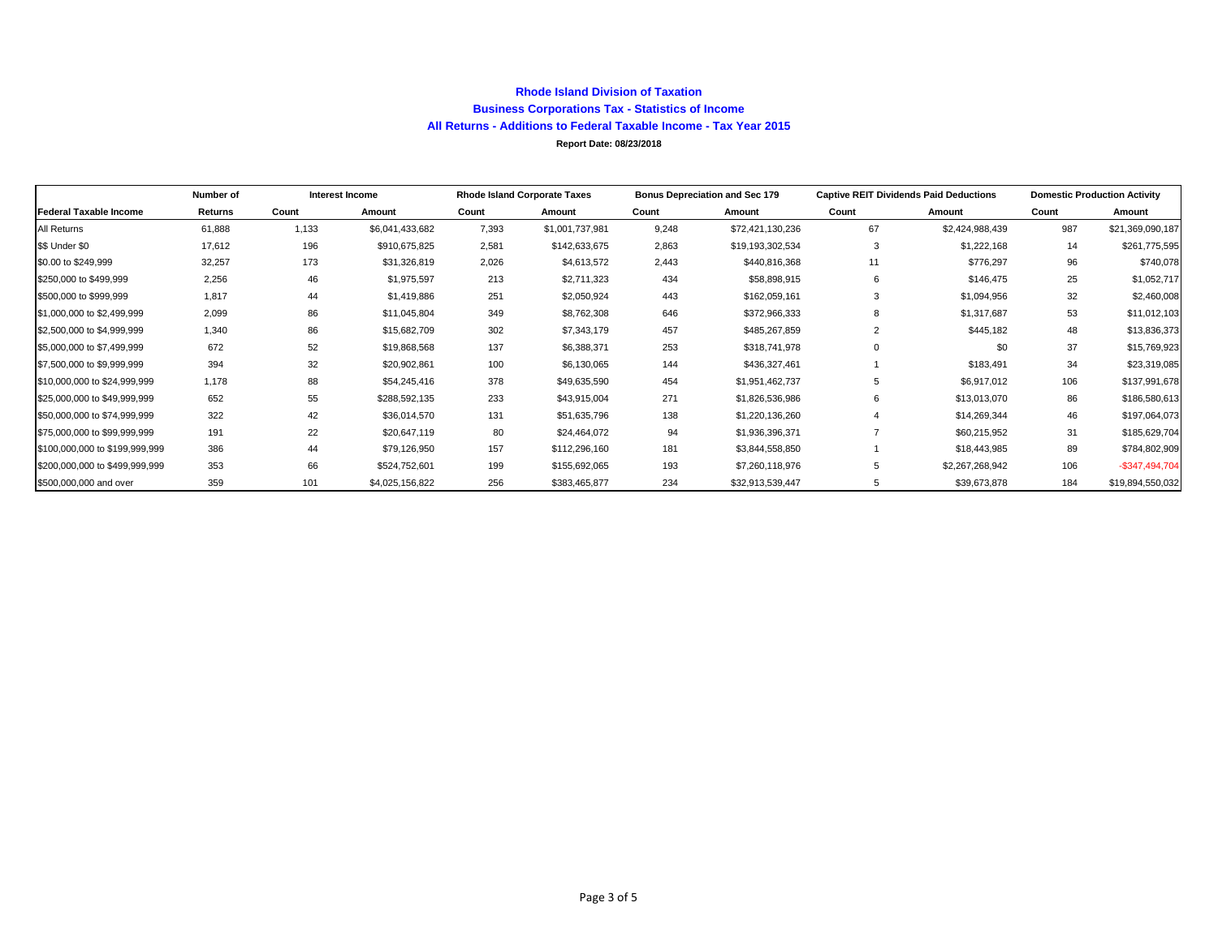# Rhode Island Division of Taxation

## Business Corporations Tax - Statistics of Income

### All Returns - Additions to Federal Taxable Income - Tax Year 2015

**Report Date: 08/23/2018**

| | Number of | Interest Income | | Rhode Island Corporate Taxes | | Bonus Depreciation and Sec 179 | | Captive REIT Dividends Paid Deductions | | Domestic Production Activity | |
|---|---|---|---|---|---|---|---|---|---|---|---|
| **Federal Taxable Income** | **Returns** | **Count** | **Amount** | **Count** | **Amount** | **Count** | **Amount** | **Count** | **Amount** | **Count** | **Amount** |
| All Returns | 61,888 | 1,133 | $6,041,433,682 | 7,393 | $1,001,737,981 | 9,248 | $72,421,130,236 | 67 | $2,424,988,439 | 987 | $21,369,090,187 |
| $$ Under $0 | 17,612 | 196 | $910,675,825 | 2,581 | $142,633,675 | 2,863 | $19,193,302,534 | 3 | $1,222,168 | 14 | $261,775,595 |
| $0.00 to $249,999 | 32,257 | 173 | $31,326,819 | 2,026 | $4,613,572 | 2,443 | $440,816,368 | 11 | $776,297 | 96 | $740,078 |
| $250,000 to $499,999 | 2,256 | 46 | $1,975,597 | 213 | $2,711,323 | 434 | $58,898,915 | 6 | $146,475 | 25 | $1,052,717 |
| $500,000 to $999,999 | 1,817 | 44 | $1,419,886 | 251 | $2,050,924 | 443 | $162,059,161 | 3 | $1,094,956 | 32 | $2,460,008 |
| $1,000,000 to $2,499,999 | 2,099 | 86 | $11,045,804 | 349 | $8,762,308 | 646 | $372,966,333 | 8 | $1,317,687 | 53 | $11,012,103 |
| $2,500,000 to $4,999,999 | 1,340 | 86 | $15,682,709 | 302 | $7,343,179 | 457 | $485,267,859 | 2 | $445,182 | 48 | $13,836,373 |
| $5,000,000 to $7,499,999 | 672 | 52 | $19,868,568 | 137 | $6,388,371 | 253 | $318,741,978 | 0 | $0 | 37 | $15,769,923 |
| $7,500,000 to $9,999,999 | 394 | 32 | $20,902,861 | 100 | $6,130,065 | 144 | $436,327,461 | 1 | $183,491 | 34 | $23,319,085 |
| $10,000,000 to $24,999,999 | 1,178 | 88 | $54,245,416 | 378 | $49,635,590 | 454 | $1,951,462,737 | 5 | $6,917,012 | 106 | $137,991,678 |
| $25,000,000 to $49,999,999 | 652 | 55 | $288,592,135 | 233 | $43,915,004 | 271 | $1,826,536,986 | 6 | $13,013,070 | 86 | $186,580,613 |
| $50,000,000 to $74,999,999 | 322 | 42 | $36,014,570 | 131 | $51,635,796 | 138 | $1,220,136,260 | 4 | $14,269,344 | 46 | $197,064,073 |
| $75,000,000 to $99,999,999 | 191 | 22 | $20,647,119 | 80 | $24,464,072 | 94 | $1,936,396,371 | 7 | $60,215,952 | 31 | $185,629,704 |
| $100,000,000 to $199,999,999 | 386 | 44 | $79,126,950 | 157 | $112,296,160 | 181 | $3,844,558,850 | 1 | $18,443,985 | 89 | $784,802,909 |
| $200,000,000 to $499,999,999 | 353 | 66 | $524,752,601 | 199 | $155,692,065 | 193 | $7,260,118,976 | 5 | $2,267,268,942 | 106 | -$347,494,704 |
| $500,000,000 and over | 359 | 101 | $4,025,156,822 | 256 | $383,465,877 | 234 | $32,913,539,447 | 5 | $39,673,878 | 184 | $19,894,550,032 |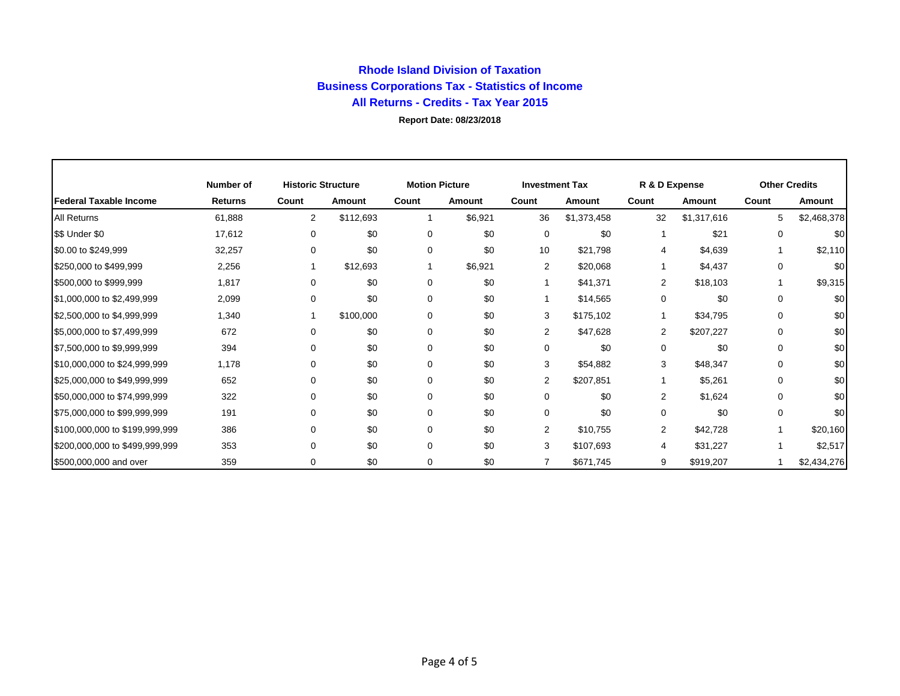# Rhode Island Division of Taxation

## Business Corporations Tax - Statistics of Income

## All Returns - Credits - Tax Year 2015

**Report Date: 08/23/2018**

| | Number of | Historic Structure | | Motion Picture | | Investment Tax | | R & D Expense | | Other Credits | |
|---|---|---|---|---|---|---|---|---|---|---|---|
| **Federal Taxable Income** | **Returns** | **Count** | **Amount** | **Count** | **Amount** | **Count** | **Amount** | **Count** | **Amount** | **Count** | **Amount** |
| All Returns | 61,888 | 2 | $112,693 | 1 | $6,921 | 36 | $1,373,458 | 32 | $1,317,616 | 5 | $2,468,378 |
| $$ Under $0 | 17,612 | 0 | $0 | 0 | $0 | 0 | $0 | 1 | $21 | 0 | $0 |
| $0.00 to $249,999 | 32,257 | 0 | $0 | 0 | $0 | 10 | $21,798 | 4 | $4,639 | 1 | $2,110 |
| $250,000 to $499,999 | 2,256 | 1 | $12,693 | 1 | $6,921 | 2 | $20,068 | 1 | $4,437 | 0 | $0 |
| $500,000 to $999,999 | 1,817 | 0 | $0 | 0 | $0 | 1 | $41,371 | 2 | $18,103 | 1 | $9,315 |
| $1,000,000 to $2,499,999 | 2,099 | 0 | $0 | 0 | $0 | 1 | $14,565 | 0 | $0 | 0 | $0 |
| $2,500,000 to $4,999,999 | 1,340 | 1 | $100,000 | 0 | $0 | 3 | $175,102 | 1 | $34,795 | 0 | $0 |
| $5,000,000 to $7,499,999 | 672 | 0 | $0 | 0 | $0 | 2 | $47,628 | 2 | $207,227 | 0 | $0 |
| $7,500,000 to $9,999,999 | 394 | 0 | $0 | 0 | $0 | 0 | $0 | 0 | $0 | 0 | $0 |
| $10,000,000 to $24,999,999 | 1,178 | 0 | $0 | 0 | $0 | 3 | $54,882 | 3 | $48,347 | 0 | $0 |
| $25,000,000 to $49,999,999 | 652 | 0 | $0 | 0 | $0 | 2 | $207,851 | 1 | $5,261 | 0 | $0 |
| $50,000,000 to $74,999,999 | 322 | 0 | $0 | 0 | $0 | 0 | $0 | 2 | $1,624 | 0 | $0 |
| $75,000,000 to $99,999,999 | 191 | 0 | $0 | 0 | $0 | 0 | $0 | 0 | $0 | 0 | $0 |
| $100,000,000 to $199,999,999 | 386 | 0 | $0 | 0 | $0 | 2 | $10,755 | 2 | $42,728 | 1 | $20,160 |
| $200,000,000 to $499,999,999 | 353 | 0 | $0 | 0 | $0 | 3 | $107,693 | 4 | $31,227 | 1 | $2,517 |
| $500,000,000 and over | 359 | 0 | $0 | 0 | $0 | 7 | $671,745 | 9 | $919,207 | 1 | $2,434,276 |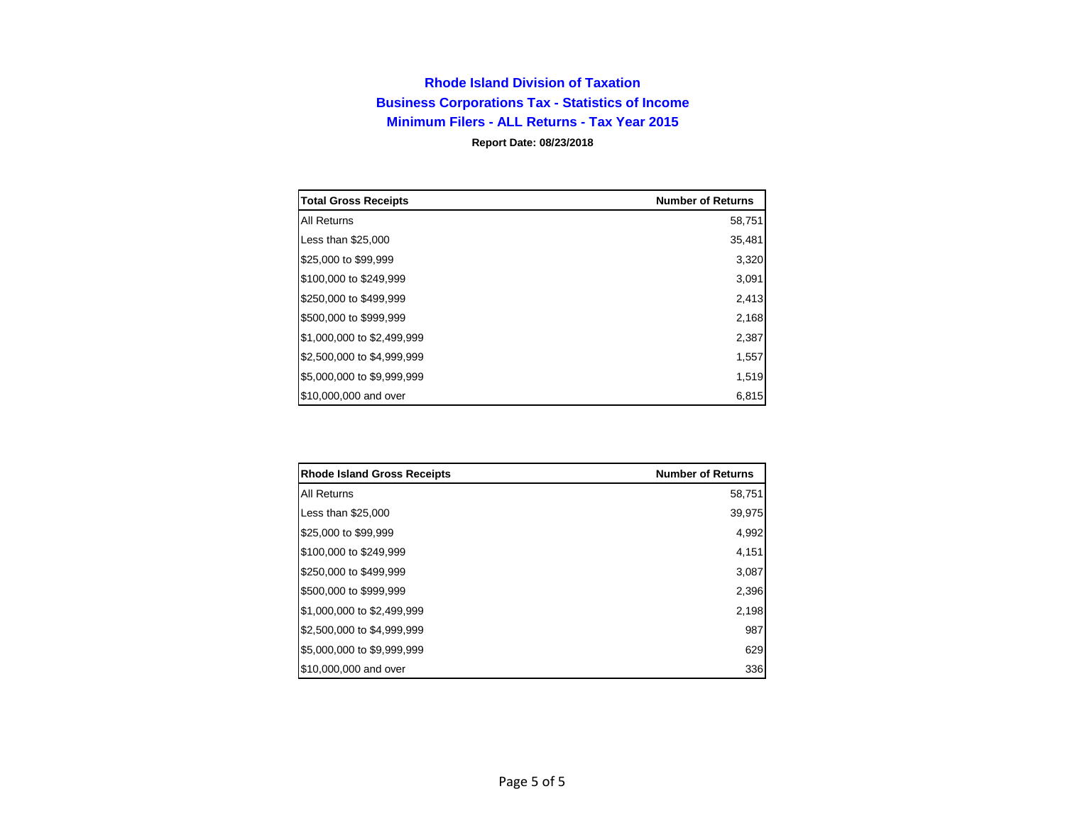# Rhode Island Division of Taxation

## Business Corporations Tax - Statistics of Income

## Minimum Filers - ALL Returns - Tax Year 2015

**Report Date: 08/23/2018**

| Total Gross Receipts | Number of Returns |
|---|---|
| All Returns | 58,751 |
| Less than $25,000 | 35,481 |
| $25,000 to $99,999 | 3,320 |
| $100,000 to $249,999 | 3,091 |
| $250,000 to $499,999 | 2,413 |
| $500,000 to $999,999 | 2,168 |
| $1,000,000 to $2,499,999 | 2,387 |
| $2,500,000 to $4,999,999 | 1,557 |
| $5,000,000 to $9,999,999 | 1,519 |
| $10,000,000 and over | 6,815 |

| Rhode Island Gross Receipts | Number of Returns |
|---|---|
| All Returns | 58,751 |
| Less than $25,000 | 39,975 |
| $25,000 to $99,999 | 4,992 |
| $100,000 to $249,999 | 4,151 |
| $250,000 to $499,999 | 3,087 |
| $500,000 to $999,999 | 2,396 |
| $1,000,000 to $2,499,999 | 2,198 |
| $2,500,000 to $4,999,999 | 987 |
| $5,000,000 to $9,999,999 | 629 |
| $10,000,000 and over | 336 |